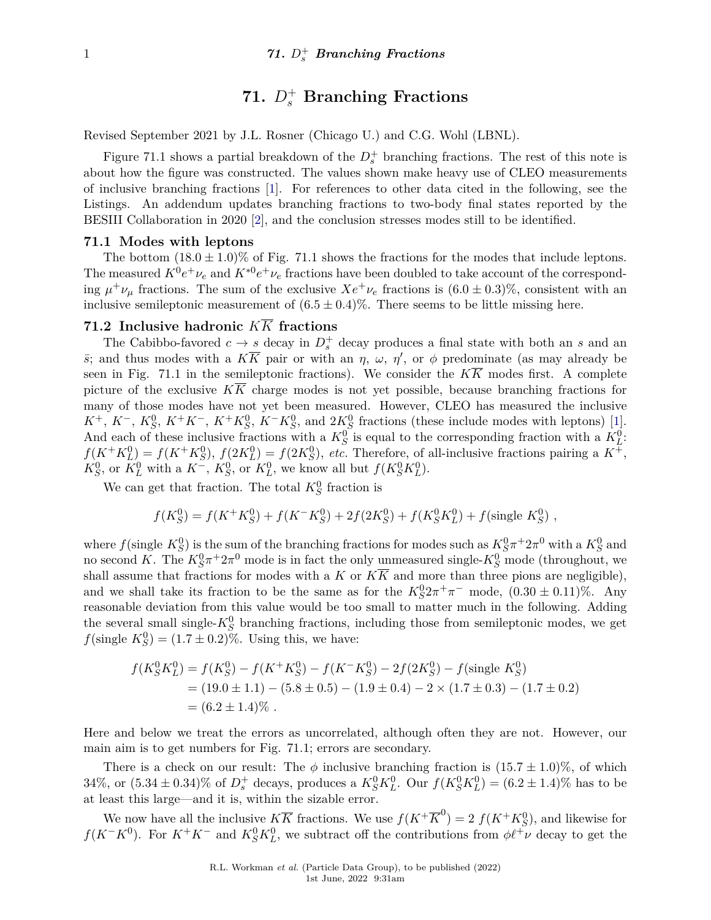# 71. $D_s^+$ Branching Fractions

Revised September 2021 by J.L. Rosner (Chicago U.) and C.G. Wohl (LBNL).

Figure 71.1 shows a partial breakdown of the $D_s^+$ branching fractions. The rest of this note is about how the figure was constructed. The values shown make heavy use of CLEO measurements of inclusive branching fractions [1]. For references to other data cited in the following, see the Listings. An addendum updates branching fractions to two-body final states reported by the BESIII Collaboration in 2020 [2], and the conclusion stresses modes still to be identified.

## 71.1 Modes with leptons

The bottom $(18.0 \pm 1.0)\%$ of Fig. 71.1 shows the fractions for the modes that include leptons. The measured $K^0 e^+ \nu_e$ and $K^{*0} e^+ \nu_e$ fractions have been doubled to take account of the corresponding $\mu^+ \nu_\mu$ fractions. The sum of the exclusive $X e^+ \nu_e$ fractions is $(6.0 \pm 0.3)\%$, consistent with an inclusive semileptonic measurement of $(6.5 \pm 0.4)\%$. There seems to be little missing here.

## 71.2 Inclusive hadronic $K\overline{K}$ fractions

The Cabibbo-favored $c \to s$ decay in $D_s^+$ decay produces a final state with both an $s$ and an $\bar{s}$; and thus modes with a $K\overline{K}$ pair or with an $\eta$, $\omega$, $\eta'$, or $\phi$ predominate (as may already be seen in Fig. 71.1 in the semileptonic fractions). We consider the $K\overline{K}$ modes first. A complete picture of the exclusive $K\overline{K}$ charge modes is not yet possible, because branching fractions for many of those modes have not yet been measured. However, CLEO has measured the inclusive $K^+$, $K^-$, $K_S^0$, $K^+K^-$, $K^+K_S^0$, $K^-K_S^0$, and $2K_S^0$ fractions (these include modes with leptons) [1]. And each of these inclusive fractions with a $K_S^0$ is equal to the corresponding fraction with a $K_L^0$: $f(K^+K_L^0) = f(K^+K_S^0)$, $f(2K_L^0) = f(2K_S^0)$, *etc.* Therefore, of all-inclusive fractions pairing a $K^+$, $K_S^0$, or $K_L^0$ with a $K^-$, $K_S^0$, or $K_L^0$, we know all but $f(K_S^0 K_L^0)$.

We can get that fraction. The total $K_S^0$ fraction is

$$f(K_S^0) = f(K^+K_S^0) + f(K^-K_S^0) + 2f(2K_S^0) + f(K_S^0K_L^0) + f(\text{single } K_S^0)\ ,$$

where $f(\text{single } K_S^0)$ is the sum of the branching fractions for modes such as $K_S^0\pi^+2\pi^0$ with a $K_S^0$ and no second $K$. The $K_S^0\pi^+2\pi^0$ mode is in fact the only unmeasured single-$K_S^0$ mode (throughout, we shall assume that fractions for modes with a $K$ or $K\overline{K}$ and more than three pions are negligible), and we shall take its fraction to be the same as for the $K_S^0 2\pi^+\pi^-$ mode, $(0.30 \pm 0.11)\%$. Any reasonable deviation from this value would be too small to matter much in the following. Adding the several small single-$K_S^0$ branching fractions, including those from semileptonic modes, we get $f(\text{single } K_S^0) = (1.7 \pm 0.2)\%$. Using this, we have:

$$\begin{aligned}
f(K_S^0K_L^0) &= f(K_S^0) - f(K^+K_S^0) - f(K^-K_S^0) - 2f(2K_S^0) - f(\text{single } K_S^0) \\
&= (19.0 \pm 1.1) - (5.8 \pm 0.5) - (1.9 \pm 0.4) - 2 \times (1.7 \pm 0.3) - (1.7 \pm 0.2) \\
&= (6.2 \pm 1.4)\%\ .
\end{aligned}$$

Here and below we treat the errors as uncorrelated, although often they are not. However, our main aim is to get numbers for Fig. 71.1; errors are secondary.

There is a check on our result: The $\phi$ inclusive branching fraction is $(15.7 \pm 1.0)\%$, of which 34%, or $(5.34 \pm 0.34)\%$ of $D_s^+$ decays, produces a $K_S^0K_L^0$. Our $f(K_S^0K_L^0) = (6.2 \pm 1.4)\%$ has to be at least this large—and it is, within the sizable error.

We now have all the inclusive $K\overline{K}$ fractions. We use $f(K^+\overline{K}^0) = 2\ f(K^+K_S^0)$, and likewise for $f(K^-K^0)$. For $K^+K^-$ and $K_S^0K_L^0$, we subtract off the contributions from $\phi\ell^+\nu$ decay to get the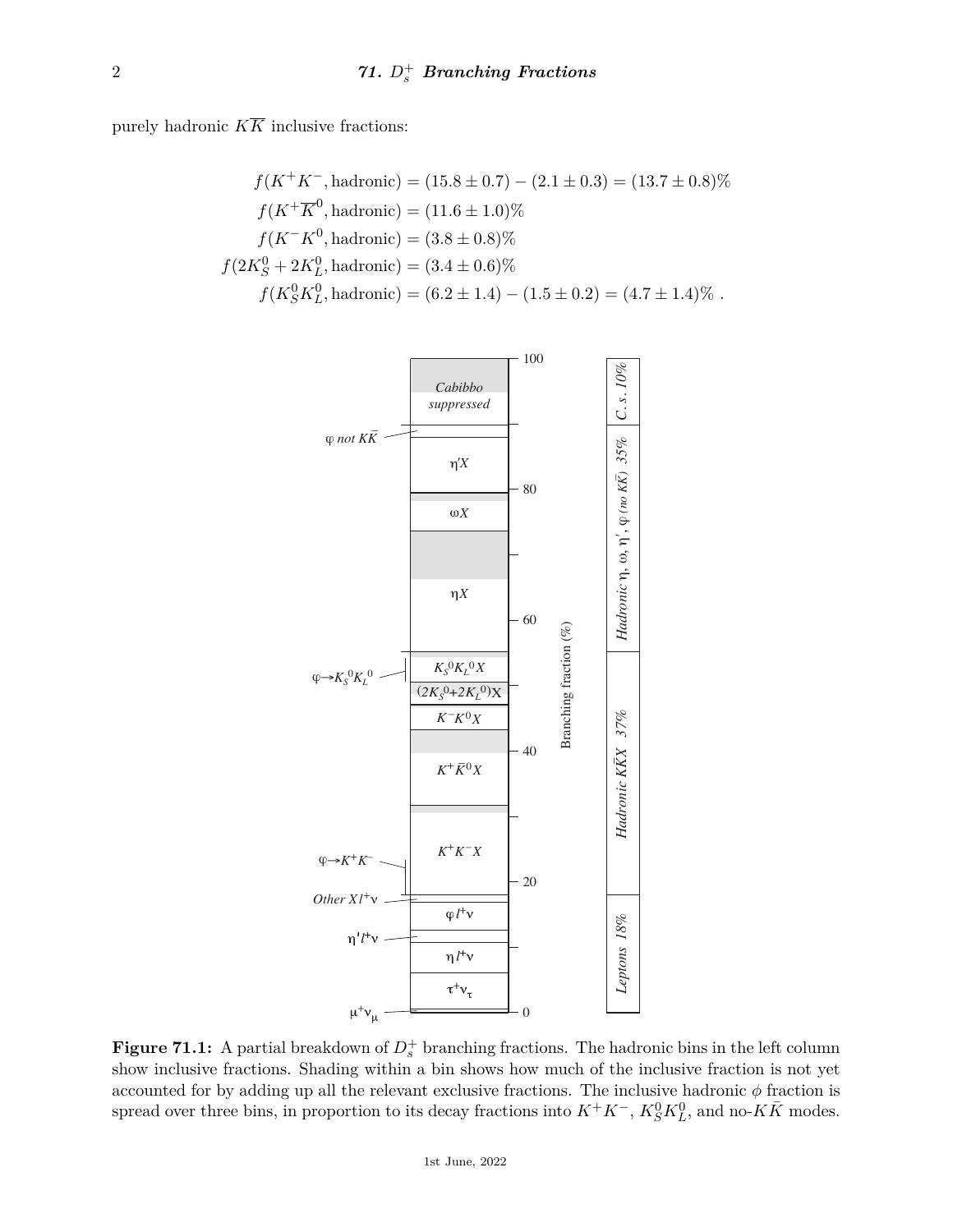purely hadronic $K\overline{K}$ inclusive fractions:

$$f(K^+K^-, \text{hadronic}) = (15.8 \pm 0.7) - (2.1 \pm 0.3) = (13.7 \pm 0.8)\%$$
$$f(K^+\overline{K}^0, \text{hadronic}) = (11.6 \pm 1.0)\%$$
$$f(K^-K^0, \text{hadronic}) = (3.8 \pm 0.8)\%$$
$$f(2K_S^0 + 2K_L^0, \text{hadronic}) = (3.4 \pm 0.6)\%$$
$$f(K_S^0K_L^0, \text{hadronic}) = (6.2 \pm 1.4) - (1.5 \pm 0.2) = (4.7 \pm 1.4)\% \ .$$

**Figure 71.1:** A partial breakdown of $D_s^+$ branching fractions. The hadronic bins in the left column show inclusive fractions. Shading within a bin shows how much of the inclusive fraction is not yet accounted for by adding up all the relevant exclusive fractions. The inclusive hadronic $\phi$ fraction is spread over three bins, in proportion to its decay fractions into $K^+K^-$, $K_S^0K_L^0$, and no-$K\bar{K}$ modes.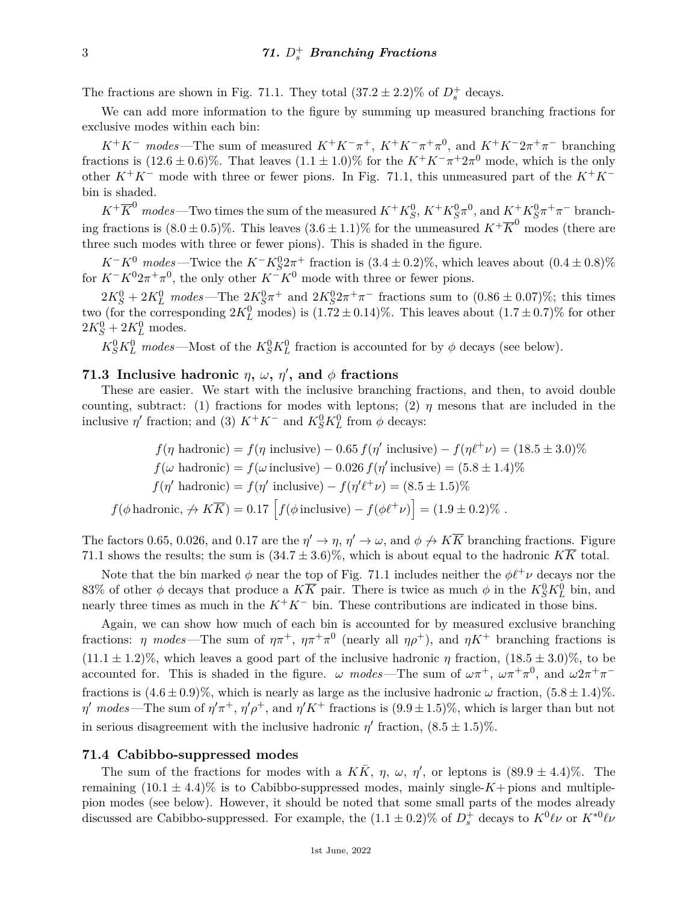The fractions are shown in Fig. 71.1. They total $(37.2 \pm 2.2)\%$ of $D_s^+$ decays.

We can add more information to the figure by summing up measured branching fractions for exclusive modes within each bin:

*$K^+K^-$ modes*—The sum of measured $K^+K^-\pi^+$, $K^+K^-\pi^+\pi^0$, and $K^+K^-2\pi^+\pi^-$ branching fractions is $(12.6 \pm 0.6)\%$. That leaves $(1.1 \pm 1.0)\%$ for the $K^+K^-\pi^+2\pi^0$ mode, which is the only other $K^+K^-$ mode with three or fewer pions. In Fig. 71.1, this unmeasured part of the $K^+K^-$ bin is shaded.

*$K^+\overline{K}^0$ modes*—Two times the sum of the measured $K^+K_S^0$, $K^+K_S^0\pi^0$, and $K^+K_S^0\pi^+\pi^-$ branching fractions is $(8.0 \pm 0.5)\%$. This leaves $(3.6 \pm 1.1)\%$ for the unmeasured $K^+\overline{K}^0$ modes (there are three such modes with three or fewer pions). This is shaded in the figure.

*$K^-K^0$ modes*—Twice the $K^-K_S^0 2\pi^+$ fraction is $(3.4 \pm 0.2)\%$, which leaves about $(0.4 \pm 0.8)\%$ for $K^-K^0 2\pi^+\pi^0$, the only other $K^-K^0$ mode with three or fewer pions.

*$2K_S^0 + 2K_L^0$ modes*—The $2K_S^0\pi^+$ and $2K_S^0 2\pi^+\pi^-$ fractions sum to $(0.86 \pm 0.07)\%$; this times two (for the corresponding $2K_L^0$ modes) is $(1.72 \pm 0.14)\%$. This leaves about $(1.7 \pm 0.7)\%$ for other $2K_S^0 + 2K_L^0$ modes.

*$K_S^0K_L^0$ modes*—Most of the $K_S^0K_L^0$ fraction is accounted for by $\phi$ decays (see below).

## 71.3 Inclusive hadronic $\eta$, $\omega$, $\eta'$, and $\phi$ fractions

These are easier. We start with the inclusive branching fractions, and then, to avoid double counting, subtract: (1) fractions for modes with leptons; (2) $\eta$ mesons that are included in the inclusive $\eta'$ fraction; and (3) $K^+K^-$ and $K_S^0K_L^0$ from $\phi$ decays:

$$
\begin{aligned}
f(\eta \text{ hadronic}) &= f(\eta \text{ inclusive}) - 0.65\, f(\eta' \text{ inclusive}) - f(\eta\ell^+\nu) = (18.5 \pm 3.0)\% \\
f(\omega \text{ hadronic}) &= f(\omega \text{ inclusive}) - 0.026\, f(\eta' \text{ inclusive}) = (5.8 \pm 1.4)\% \\
f(\eta' \text{ hadronic}) &= f(\eta' \text{ inclusive}) - f(\eta'\ell^+\nu) = (8.5 \pm 1.5)\% \\
f(\phi \text{ hadronic}, \not\to K\overline{K}) &= 0.17\left[f(\phi \text{ inclusive}) - f(\phi\ell^+\nu)\right] = (1.9 \pm 0.2)\% \,.
\end{aligned}
$$

The factors 0.65, 0.026, and 0.17 are the $\eta' \to \eta$, $\eta' \to \omega$, and $\phi \not\to K\overline{K}$ branching fractions. Figure 71.1 shows the results; the sum is $(34.7 \pm 3.6)\%$, which is about equal to the hadronic $K\overline{K}$ total.

Note that the bin marked $\phi$ near the top of Fig. 71.1 includes neither the $\phi\ell^+\nu$ decays nor the 83% of other $\phi$ decays that produce a $K\overline{K}$ pair. There is twice as much $\phi$ in the $K_S^0K_L^0$ bin, and nearly three times as much in the $K^+K^-$ bin. These contributions are indicated in those bins.

Again, we can show how much of each bin is accounted for by measured exclusive branching fractions: *$\eta$ modes*—The sum of $\eta\pi^+$, $\eta\pi^+\pi^0$ (nearly all $\eta\rho^+$), and $\eta K^+$ branching fractions is $(11.1 \pm 1.2)\%$, which leaves a good part of the inclusive hadronic $\eta$ fraction, $(18.5 \pm 3.0)\%$, to be accounted for. This is shaded in the figure. *$\omega$ modes*—The sum of $\omega\pi^+$, $\omega\pi^+\pi^0$, and $\omega 2\pi^+\pi^-$ fractions is $(4.6 \pm 0.9)\%$, which is nearly as large as the inclusive hadronic $\omega$ fraction, $(5.8 \pm 1.4)\%$. *$\eta'$ modes*—The sum of $\eta'\pi^+$, $\eta'\rho^+$, and $\eta' K^+$ fractions is $(9.9 \pm 1.5)\%$, which is larger than but not in serious disagreement with the inclusive hadronic $\eta'$ fraction, $(8.5 \pm 1.5)\%$.

## 71.4 Cabibbo-suppressed modes

The sum of the fractions for modes with a $K\bar{K}$, $\eta$, $\omega$, $\eta'$, or leptons is $(89.9 \pm 4.4)\%$. The remaining $(10.1 \pm 4.4)\%$ is to Cabibbo-suppressed modes, mainly single-$K+$pions and multiple-pion modes (see below). However, it should be noted that some small parts of the modes already discussed are Cabibbo-suppressed. For example, the $(1.1 \pm 0.2)\%$ of $D_s^+$ decays to $K^0\ell\nu$ or $K^{*0}\ell\nu$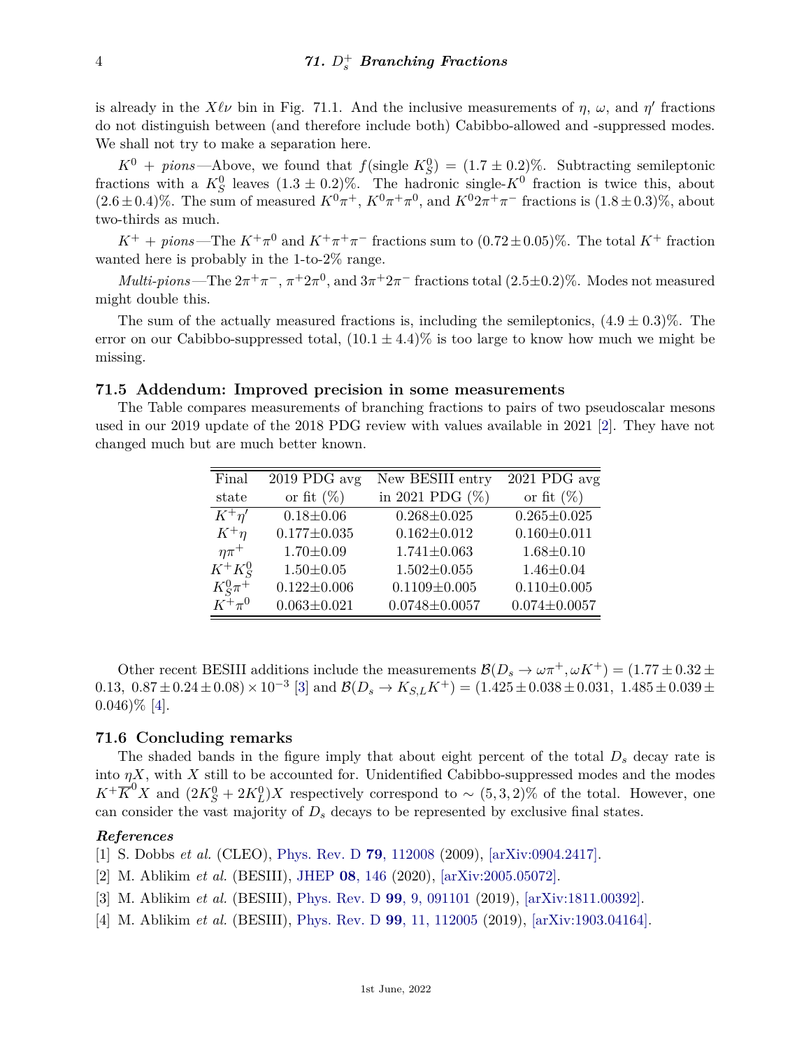is already in the $X\ell\nu$ bin in Fig. 71.1. And the inclusive measurements of $\eta$, $\omega$, and $\eta'$ fractions do not distinguish between (and therefore include both) Cabibbo-allowed and -suppressed modes. We shall not try to make a separation here.

$K^0$ + *pions*—Above, we found that $f(\text{single } K^0_S) = (1.7 \pm 0.2)\%$. Subtracting semileptonic fractions with a $K^0_S$ leaves $(1.3 \pm 0.2)\%$. The hadronic single-$K^0$ fraction is twice this, about $(2.6 \pm 0.4)\%$. The sum of measured $K^0\pi^+$, $K^0\pi^+\pi^0$, and $K^0 2\pi^+\pi^-$ fractions is $(1.8 \pm 0.3)\%$, about two-thirds as much.

$K^+$ + *pions*—The $K^+\pi^0$ and $K^+\pi^+\pi^-$ fractions sum to $(0.72 \pm 0.05)\%$. The total $K^+$ fraction wanted here is probably in the 1-to-2% range.

*Multi-pions*—The $2\pi^+\pi^-$, $\pi^+ 2\pi^0$, and $3\pi^+ 2\pi^-$ fractions total $(2.5 \pm 0.2)\%$. Modes not measured might double this.

The sum of the actually measured fractions is, including the semileptonics, $(4.9 \pm 0.3)\%$. The error on our Cabibbo-suppressed total, $(10.1 \pm 4.4)\%$ is too large to know how much we might be missing.

## 71.5 Addendum: Improved precision in some measurements

The Table compares measurements of branching fractions to pairs of two pseudoscalar mesons used in our 2019 update of the 2018 PDG review with values available in 2021 [2]. They have not changed much but are much better known.

| Final state | 2019 PDG avg or fit (%) | New BESIII entry in 2021 PDG (%) | 2021 PDG avg or fit (%) |
|---|---|---|---|
| $K^+\eta'$ | $0.18 \pm 0.06$ | $0.268 \pm 0.025$ | $0.265 \pm 0.025$ |
| $K^+\eta$ | $0.177 \pm 0.035$ | $0.162 \pm 0.012$ | $0.160 \pm 0.011$ |
| $\eta\pi^+$ | $1.70 \pm 0.09$ | $1.741 \pm 0.063$ | $1.68 \pm 0.10$ |
| $K^+K^0_S$ | $1.50 \pm 0.05$ | $1.502 \pm 0.055$ | $1.46 \pm 0.04$ |
| $K^0_S\pi^+$ | $0.122 \pm 0.006$ | $0.1109 \pm 0.005$ | $0.110 \pm 0.005$ |
| $K^+\pi^0$ | $0.063 \pm 0.021$ | $0.0748 \pm 0.0057$ | $0.074 \pm 0.0057$ |

Other recent BESIII additions include the measurements $\mathcal{B}(D_s \to \omega\pi^+, \omega K^+) = (1.77 \pm 0.32 \pm 0.13,\ 0.87 \pm 0.24 \pm 0.08) \times 10^{-3}$ [3] and $\mathcal{B}(D_s \to K_{S,L}K^+) = (1.425 \pm 0.038 \pm 0.031,\ 1.485 \pm 0.039 \pm 0.046)\%$ [4].

## 71.6 Concluding remarks

The shaded bands in the figure imply that about eight percent of the total $D_s$ decay rate is into $\eta X$, with $X$ still to be accounted for. Unidentified Cabibbo-suppressed modes and the modes $K^+\overline{K}^0 X$ and $(2K^0_S + 2K^0_L)X$ respectively correspond to $\sim (5, 3, 2)\%$ of the total. However, one can consider the vast majority of $D_s$ decays to be represented by exclusive final states.

### *References*

[1] S. Dobbs *et al.* (CLEO), Phys. Rev. D **79**, 112008 (2009), [arXiv:0904.2417].

[2] M. Ablikim *et al.* (BESIII), JHEP **08**, 146 (2020), [arXiv:2005.05072].

[3] M. Ablikim *et al.* (BESIII), Phys. Rev. D **99**, 9, 091101 (2019), [arXiv:1811.00392].

[4] M. Ablikim *et al.* (BESIII), Phys. Rev. D **99**, 11, 112005 (2019), [arXiv:1903.04164].